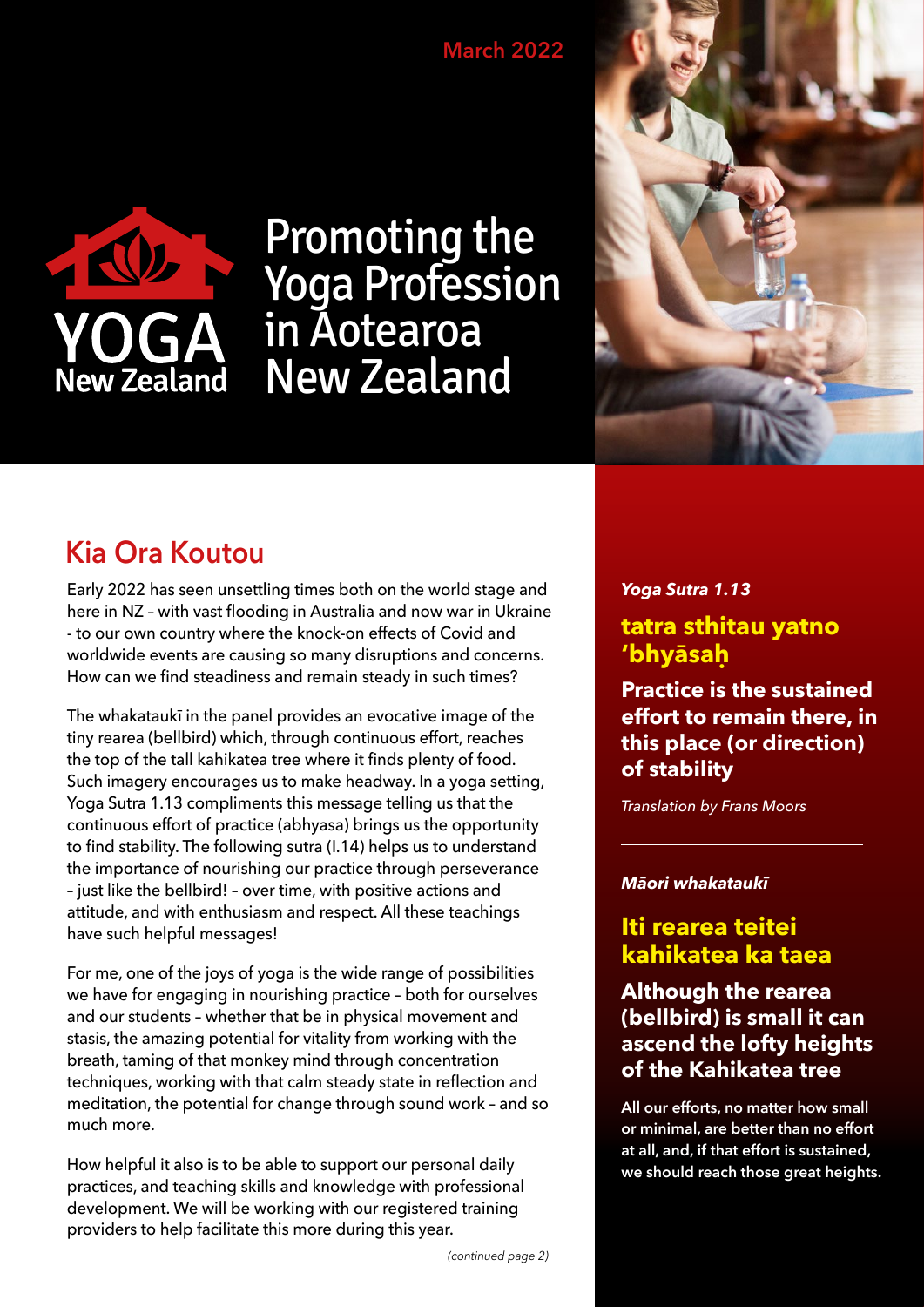March 2022

YOGA New Zealand

# Promoting the Yoga Profession in Aotearoa New Zealand

## Kia Ora Koutou

Early 2022 has seen unsettling times both on the world stage and here in NZ – with vast flooding in Australia and now war in Ukraine - to our own country where the knock-on effects of Covid and worldwide events are causing so many disruptions and concerns. How can we find steadiness and remain steady in such times?

The whakataukī in the panel provides an evocative image of the tiny rearea (bellbird) which, through continuous effort, reaches the top of the tall kahikatea tree where it finds plenty of food. Such imagery encourages us to make headway. In a yoga setting, Yoga Sutra 1.13 compliments this message telling us that the continuous effort of practice (abhyasa) brings us the opportunity to find stability. The following sutra (I.14) helps us to understand the importance of nourishing our practice through perseverance – just like the bellbird! – over time, with positive actions and attitude, and with enthusiasm and respect. All these teachings have such helpful messages!

For me, one of the joys of yoga is the wide range of possibilities we have for engaging in nourishing practice – both for ourselves and our students – whether that be in physical movement and stasis, the amazing potential for vitality from working with the breath, taming of that monkey mind through concentration techniques, working with that calm steady state in reflection and meditation, the potential for change through sound work – and so much more.

How helpful it also is to be able to support our personal daily practices, and teaching skills and knowledge with professional development. We will be working with our registered training providers to help facilitate this more during this year.

*(continued page 2)*

***Yoga Sutra 1.13***

### tatra sthitau yatno 'bhyāsaḥ

**Practice is the sustained effort to remain there, in this place (or direction) of stability**

*Translation by Frans Moors*

---

***Māori whakataukī***

### Iti rearea teitei kahikatea ka taea

**Although the rearea (bellbird) is small it can ascend the lofty heights of the Kahikatea tree**

**All our efforts, no matter how small or minimal, are better than no effort at all, and, if that effort is sustained, we should reach those great heights.**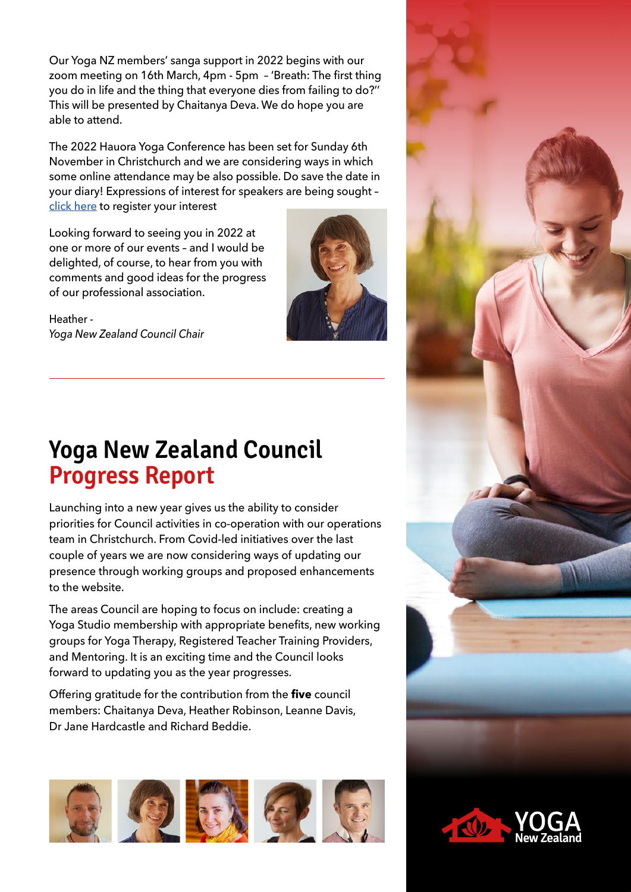Our Yoga NZ members' sanga support in 2022 begins with our zoom meeting on 16th March, 4pm - 5pm – 'Breath: The first thing you do in life and the thing that everyone dies from failing to do?'' This will be presented by Chaitanya Deva. We do hope you are able to attend.

The 2022 Hauora Yoga Conference has been set for Sunday 6th November in Christchurch and we are considering ways in which some online attendance may be also possible. Do save the date in your diary! Expressions of interest for speakers are being sought – click here to register your interest

Looking forward to seeing you in 2022 at one or more of our events – and I would be delighted, of course, to hear from you with comments and good ideas for the progress of our professional association.

Heather -
*Yoga New Zealand Council Chair*

---

# Yoga New Zealand Council Progress Report

Launching into a new year gives us the ability to consider priorities for Council activities in co-operation with our operations team in Christchurch. From Covid-led initiatives over the last couple of years we are now considering ways of updating our presence through working groups and proposed enhancements to the website.

The areas Council are hoping to focus on include: creating a Yoga Studio membership with appropriate benefits, new working groups for Yoga Therapy, Registered Teacher Training Providers, and Mentoring. It is an exciting time and the Council looks forward to updating you as the year progresses.

Offering gratitude for the contribution from the **five** council members: Chaitanya Deva, Heather Robinson, Leanne Davis, Dr Jane Hardcastle and Richard Beddie.

YOGA New Zealand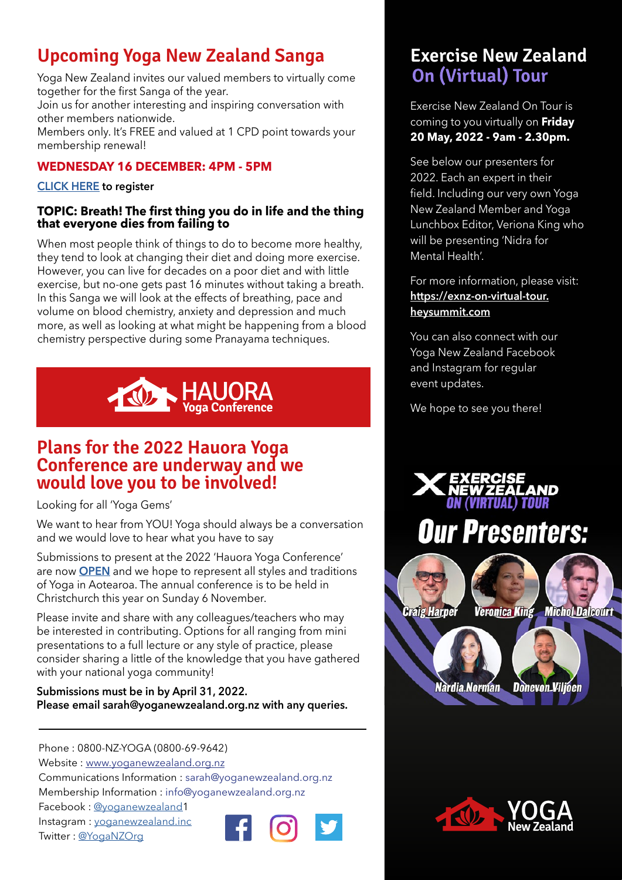## Upcoming Yoga New Zealand Sanga

Yoga New Zealand invites our valued members to virtually come together for the first Sanga of the year.
Join us for another interesting and inspiring conversation with other members nationwide.
Members only. It's FREE and valued at 1 CPD point towards your membership renewal!

**WEDNESDAY 16 DECEMBER: 4PM - 5PM**

**CLICK HERE to register**

**TOPIC: Breath! The first thing you do in life and the thing that everyone dies from failing to**

When most people think of things to do to become more healthy, they tend to look at changing their diet and doing more exercise. However, you can live for decades on a poor diet and with little exercise, but no-one gets past 16 minutes without taking a breath. In this Sanga we will look at the effects of breathing, pace and volume on blood chemistry, anxiety and depression and much more, as well as looking at what might be happening from a blood chemistry perspective during some Pranayama techniques.

HAURORA
Yoga Conference

## Plans for the 2022 Hauora Yoga Conference are underway and we would love you to be involved!

Looking for all 'Yoga Gems'

We want to hear from YOU! Yoga should always be a conversation and we would love to hear what you have to say

Submissions to present at the 2022 'Hauora Yoga Conference' are now **OPEN** and we hope to represent all styles and traditions of Yoga in Aotearoa. The annual conference is to be held in Christchurch this year on Sunday 6 November.

Please invite and share with any colleagues/teachers who may be interested in contributing. Options for all ranging from mini presentations to a full lecture or any style of practice, please consider sharing a little of the knowledge that you have gathered with your national yoga community!

**Submissions must be in by April 31, 2022.**
**Please email sarah@yoganewzealand.org.nz with any queries.**

---

Phone : 0800-NZ-YOGA (0800-69-9642)
Website : www.yoganewzealand.org.nz
Communications Information : sarah@yoganewzealand.org.nz
Membership Information : info@yoganewzealand.org.nz
Facebook : @yoganewzealand1
Instagram : yoganewzealand.inc
Twitter : @YogaNZOrg

## Exercise New Zealand On (Virtual) Tour

Exercise New Zealand On Tour is coming to you virtually on **Friday 20 May, 2022 - 9am - 2.30pm.**

See below our presenters for 2022. Each an expert in their field. Including our very own Yoga New Zealand Member and Yoga Lunchbox Editor, Veriona King who will be presenting 'Nidra for Mental Health'.

For more information, please visit: **https://exnz-on-virtual-tour.heysummit.com**

You can also connect with our Yoga New Zealand Facebook and Instagram for regular event updates.

We hope to see you there!

EXERCISE NEW ZEALAND ON (VIRTUAL) TOUR

Our Presenters:

Craig Harper
Veronica King
Michol Dalcourt
Nardia Norman
Donevon Viljoen

YOGA New Zealand